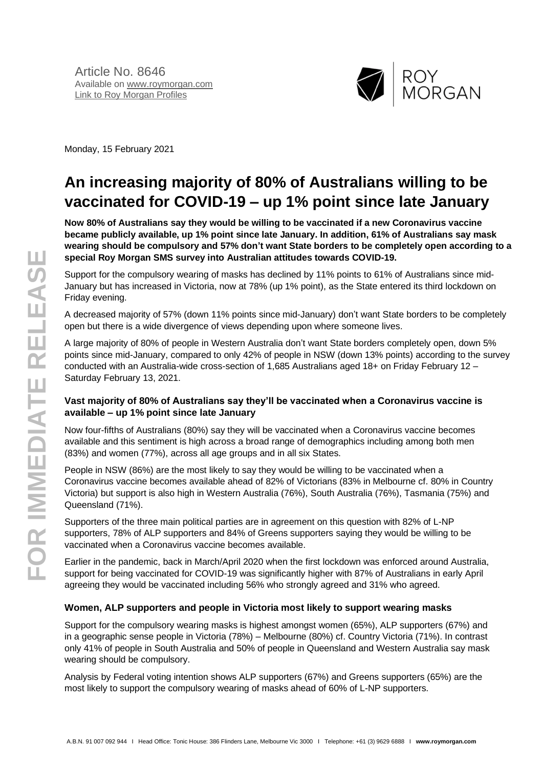Article No. 8646
Available on www.roymorgan.com
Link to Roy Morgan Profiles

Monday, 15 February 2021

# An increasing majority of 80% of Australians willing to be vaccinated for COVID-19 – up 1% point since late January

**Now 80% of Australians say they would be willing to be vaccinated if a new Coronavirus vaccine became publicly available, up 1% point since late January. In addition, 61% of Australians say mask wearing should be compulsory and 57% don't want State borders to be completely open according to a special Roy Morgan SMS survey into Australian attitudes towards COVID-19.**

Support for the compulsory wearing of masks has declined by 11% points to 61% of Australians since mid-January but has increased in Victoria, now at 78% (up 1% point), as the State entered its third lockdown on Friday evening.

A decreased majority of 57% (down 11% points since mid-January) don't want State borders to be completely open but there is a wide divergence of views depending upon where someone lives.

A large majority of 80% of people in Western Australia don't want State borders completely open, down 5% points since mid-January, compared to only 42% of people in NSW (down 13% points) according to the survey conducted with an Australia-wide cross-section of 1,685 Australians aged 18+ on Friday February 12 – Saturday February 13, 2021.

### Vast majority of 80% of Australians say they'll be vaccinated when a Coronavirus vaccine is available – up 1% point since late January

Now four-fifths of Australians (80%) say they will be vaccinated when a Coronavirus vaccine becomes available and this sentiment is high across a broad range of demographics including among both men (83%) and women (77%), across all age groups and in all six States.

People in NSW (86%) are the most likely to say they would be willing to be vaccinated when a Coronavirus vaccine becomes available ahead of 82% of Victorians (83% in Melbourne cf. 80% in Country Victoria) but support is also high in Western Australia (76%), South Australia (76%), Tasmania (75%) and Queensland (71%).

Supporters of the three main political parties are in agreement on this question with 82% of L-NP supporters, 78% of ALP supporters and 84% of Greens supporters saying they would be willing to be vaccinated when a Coronavirus vaccine becomes available.

Earlier in the pandemic, back in March/April 2020 when the first lockdown was enforced around Australia, support for being vaccinated for COVID-19 was significantly higher with 87% of Australians in early April agreeing they would be vaccinated including 56% who strongly agreed and 31% who agreed.

### Women, ALP supporters and people in Victoria most likely to support wearing masks

Support for the compulsory wearing masks is highest amongst women (65%), ALP supporters (67%) and in a geographic sense people in Victoria (78%) – Melbourne (80%) cf. Country Victoria (71%). In contrast only 41% of people in South Australia and 50% of people in Queensland and Western Australia say mask wearing should be compulsory.

Analysis by Federal voting intention shows ALP supporters (67%) and Greens supporters (65%) are the most likely to support the compulsory wearing of masks ahead of 60% of L-NP supporters.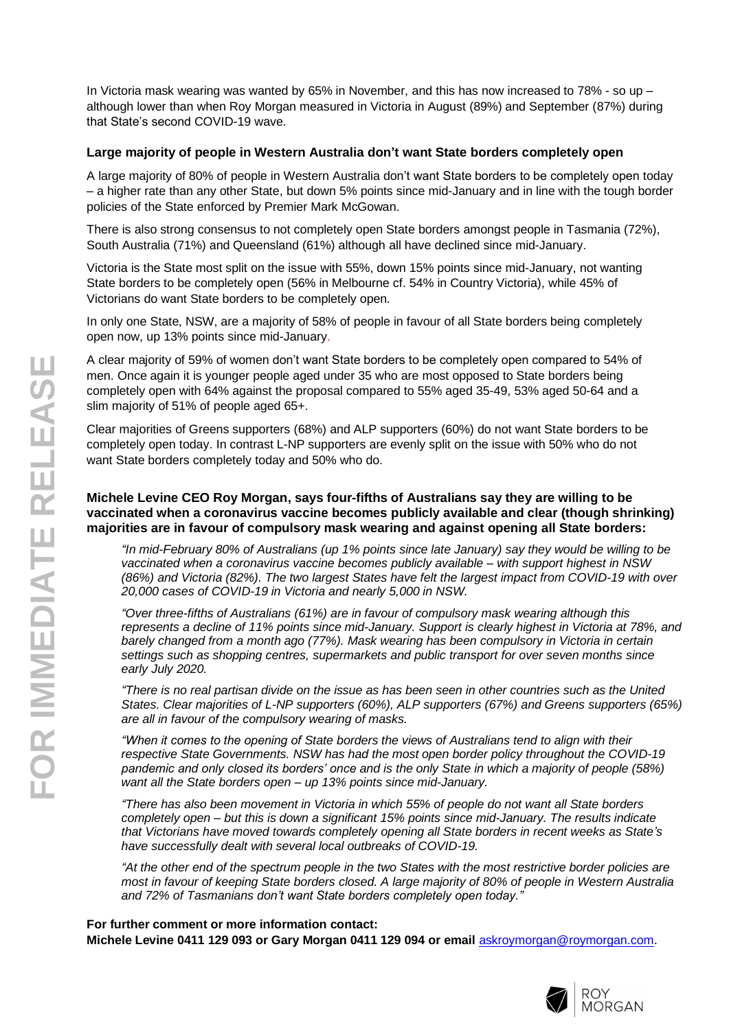In Victoria mask wearing was wanted by 65% in November, and this has now increased to 78% - so up – although lower than when Roy Morgan measured in Victoria in August (89%) and September (87%) during that State's second COVID-19 wave.

**Large majority of people in Western Australia don't want State borders completely open**

A large majority of 80% of people in Western Australia don't want State borders to be completely open today – a higher rate than any other State, but down 5% points since mid-January and in line with the tough border policies of the State enforced by Premier Mark McGowan.

There is also strong consensus to not completely open State borders amongst people in Tasmania (72%), South Australia (71%) and Queensland (61%) although all have declined since mid-January.

Victoria is the State most split on the issue with 55%, down 15% points since mid-January, not wanting State borders to be completely open (56% in Melbourne cf. 54% in Country Victoria), while 45% of Victorians do want State borders to be completely open.

In only one State, NSW, are a majority of 58% of people in favour of all State borders being completely open now, up 13% points since mid-January.

A clear majority of 59% of women don't want State borders to be completely open compared to 54% of men. Once again it is younger people aged under 35 who are most opposed to State borders being completely open with 64% against the proposal compared to 55% aged 35-49, 53% aged 50-64 and a slim majority of 51% of people aged 65+.

Clear majorities of Greens supporters (68%) and ALP supporters (60%) do not want State borders to be completely open today. In contrast L-NP supporters are evenly split on the issue with 50% who do not want State borders completely today and 50% who do.

**Michele Levine CEO Roy Morgan, says four-fifths of Australians say they are willing to be vaccinated when a coronavirus vaccine becomes publicly available and clear (though shrinking) majorities are in favour of compulsory mask wearing and against opening all State borders:**

*"In mid-February 80% of Australians (up 1% points since late January) say they would be willing to be vaccinated when a coronavirus vaccine becomes publicly available – with support highest in NSW (86%) and Victoria (82%). The two largest States have felt the largest impact from COVID-19 with over 20,000 cases of COVID-19 in Victoria and nearly 5,000 in NSW.*

*"Over three-fifths of Australians (61%) are in favour of compulsory mask wearing although this represents a decline of 11% points since mid-January. Support is clearly highest in Victoria at 78%, and barely changed from a month ago (77%). Mask wearing has been compulsory in Victoria in certain settings such as shopping centres, supermarkets and public transport for over seven months since early July 2020.*

*"There is no real partisan divide on the issue as has been seen in other countries such as the United States. Clear majorities of L-NP supporters (60%), ALP supporters (67%) and Greens supporters (65%) are all in favour of the compulsory wearing of masks.*

*"When it comes to the opening of State borders the views of Australians tend to align with their respective State Governments. NSW has had the most open border policy throughout the COVID-19 pandemic and only closed its borders' once and is the only State in which a majority of people (58%) want all the State borders open – up 13% points since mid-January.*

*"There has also been movement in Victoria in which 55% of people do not want all State borders completely open – but this is down a significant 15% points since mid-January. The results indicate that Victorians have moved towards completely opening all State borders in recent weeks as State's have successfully dealt with several local outbreaks of COVID-19.*

*"At the other end of the spectrum people in the two States with the most restrictive border policies are most in favour of keeping State borders closed. A large majority of 80% of people in Western Australia and 72% of Tasmanians don't want State borders completely open today."*

**For further comment or more information contact:**
**Michele Levine 0411 129 093 or Gary Morgan 0411 129 094 or email** askroymorgan@roymorgan.com.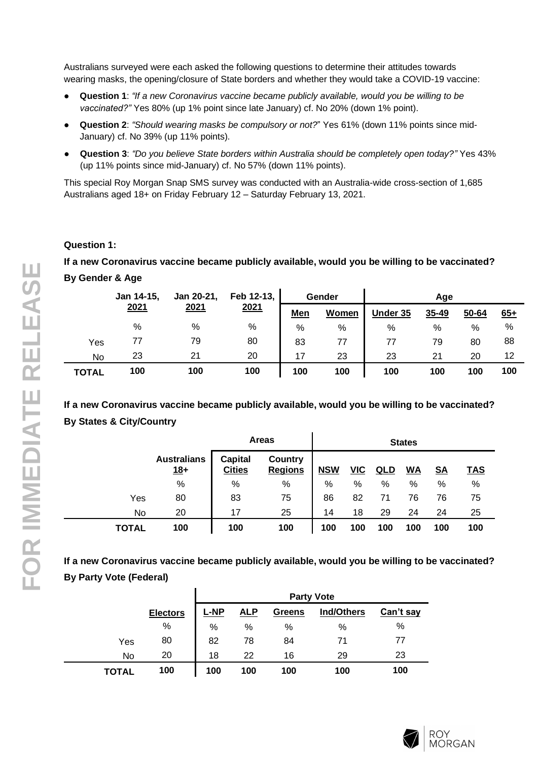Australians surveyed were each asked the following questions to determine their attitudes towards wearing masks, the opening/closure of State borders and whether they would take a COVID-19 vaccine:

- **Question 1**: *"If a new Coronavirus vaccine became publicly available, would you be willing to be vaccinated?"* Yes 80% (up 1% point since late January) cf. No 20% (down 1% point).
- **Question 2**: *"Should wearing masks be compulsory or not?*" Yes 61% (down 11% points since mid-January) cf. No 39% (up 11% points).
- **Question 3**: *"Do you believe State borders within Australia should be completely open today?"* Yes 43% (up 11% points since mid-January) cf. No 57% (down 11% points).

This special Roy Morgan Snap SMS survey was conducted with an Australia-wide cross-section of 1,685 Australians aged 18+ on Friday February 12 – Saturday February 13, 2021.

**Question 1:**

**If a new Coronavirus vaccine became publicly available, would you be willing to be vaccinated?**

**By Gender & Age**

| | Jan 14-15, 2021 | Jan 20-21, 2021 | Feb 12-13, 2021 | Gender | | Age | | | |
|---|---|---|---|---|---|---|---|---|---|
| | | | | Men | Women | Under 35 | 35-49 | 50-64 | 65+ |
| | % | % | % | % | % | % | % | % | % |
| Yes | 77 | 79 | 80 | 83 | 77 | 77 | 79 | 80 | 88 |
| No | 23 | 21 | 20 | 17 | 23 | 23 | 21 | 20 | 12 |
| **TOTAL** | **100** | **100** | **100** | **100** | **100** | **100** | **100** | **100** | **100** |

**If a new Coronavirus vaccine became publicly available, would you be willing to be vaccinated?**

**By States & City/Country**

| | | Areas | | States | | | | | |
|---|---|---|---|---|---|---|---|---|---|
| | Australians 18+ | Capital Cities | Country Regions | NSW | VIC | QLD | WA | SA | TAS |
| | % | % | % | % | % | % | % | % | % |
| Yes | 80 | 83 | 75 | 86 | 82 | 71 | 76 | 76 | 75 |
| No | 20 | 17 | 25 | 14 | 18 | 29 | 24 | 24 | 25 |
| **TOTAL** | **100** | **100** | **100** | **100** | **100** | **100** | **100** | **100** | **100** |

**If a new Coronavirus vaccine became publicly available, would you be willing to be vaccinated?**

**By Party Vote (Federal)**

| | | Party Vote | | | | |
|---|---|---|---|---|---|---|
| | Electors | L-NP | ALP | Greens | Ind/Others | Can't say |
| | % | % | % | % | % | % |
| Yes | 80 | 82 | 78 | 84 | 71 | 77 |
| No | 20 | 18 | 22 | 16 | 29 | 23 |
| **TOTAL** | **100** | **100** | **100** | **100** | **100** | **100** |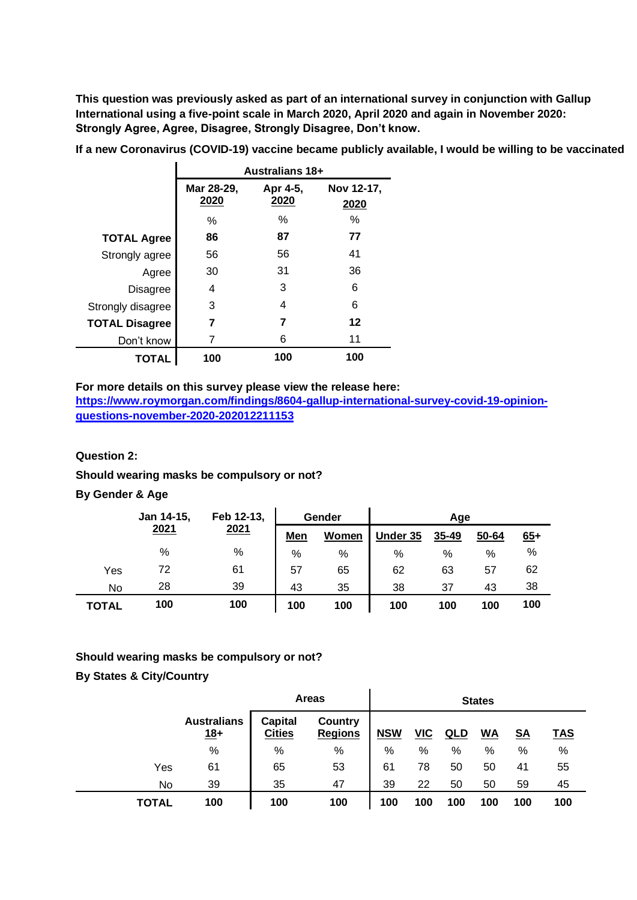**This question was previously asked as part of an international survey in conjunction with Gallup International using a five-point scale in March 2020, April 2020 and again in November 2020: Strongly Agree, Agree, Disagree, Strongly Disagree, Don't know.**

**If a new Coronavirus (COVID-19) vaccine became publicly available, I would be willing to be vaccinated**

| | Australians 18+ | | |
|---|---|---|---|
| | Mar 28-29, 2020 | Apr 4-5, 2020 | Nov 12-17, 2020 |
| | % | % | % |
| **TOTAL Agree** | **86** | **87** | **77** |
| Strongly agree | 56 | 56 | 41 |
| Agree | 30 | 31 | 36 |
| Disagree | 4 | 3 | 6 |
| Strongly disagree | 3 | 4 | 6 |
| **TOTAL Disagree** | **7** | **7** | **12** |
| Don't know | 7 | 6 | 11 |
| **TOTAL** | **100** | **100** | **100** |

**For more details on this survey please view the release here:**
**[https://www.roymorgan.com/findings/8604-gallup-international-survey-covid-19-opinion-questions-november-2020-202012211153](https://www.roymorgan.com/findings/8604-gallup-international-survey-covid-19-opinion-questions-november-2020-202012211153)**

**Question 2:**

**Should wearing masks be compulsory or not?**

**By Gender & Age**

| | Jan 14-15, 2021 | Feb 12-13, 2021 | Gender | | Age | | | |
|---|---|---|---|---|---|---|---|---|
| | | | Men | Women | Under 35 | 35-49 | 50-64 | 65+ |
| | % | % | % | % | % | % | % | % |
| Yes | 72 | 61 | 57 | 65 | 62 | 63 | 57 | 62 |
| No | 28 | 39 | 43 | 35 | 38 | 37 | 43 | 38 |
| **TOTAL** | **100** | **100** | **100** | **100** | **100** | **100** | **100** | **100** |

**Should wearing masks be compulsory or not?**

**By States & City/Country**

| | | Areas | | States | | | | | |
|---|---|---|---|---|---|---|---|---|---|
| | Australians 18+ | Capital Cities | Country Regions | NSW | VIC | QLD | WA | SA | TAS |
| | % | % | % | % | % | % | % | % | % |
| Yes | 61 | 65 | 53 | 61 | 78 | 50 | 50 | 41 | 55 |
| No | 39 | 35 | 47 | 39 | 22 | 50 | 50 | 59 | 45 |
| **TOTAL** | **100** | **100** | **100** | **100** | **100** | **100** | **100** | **100** | **100** |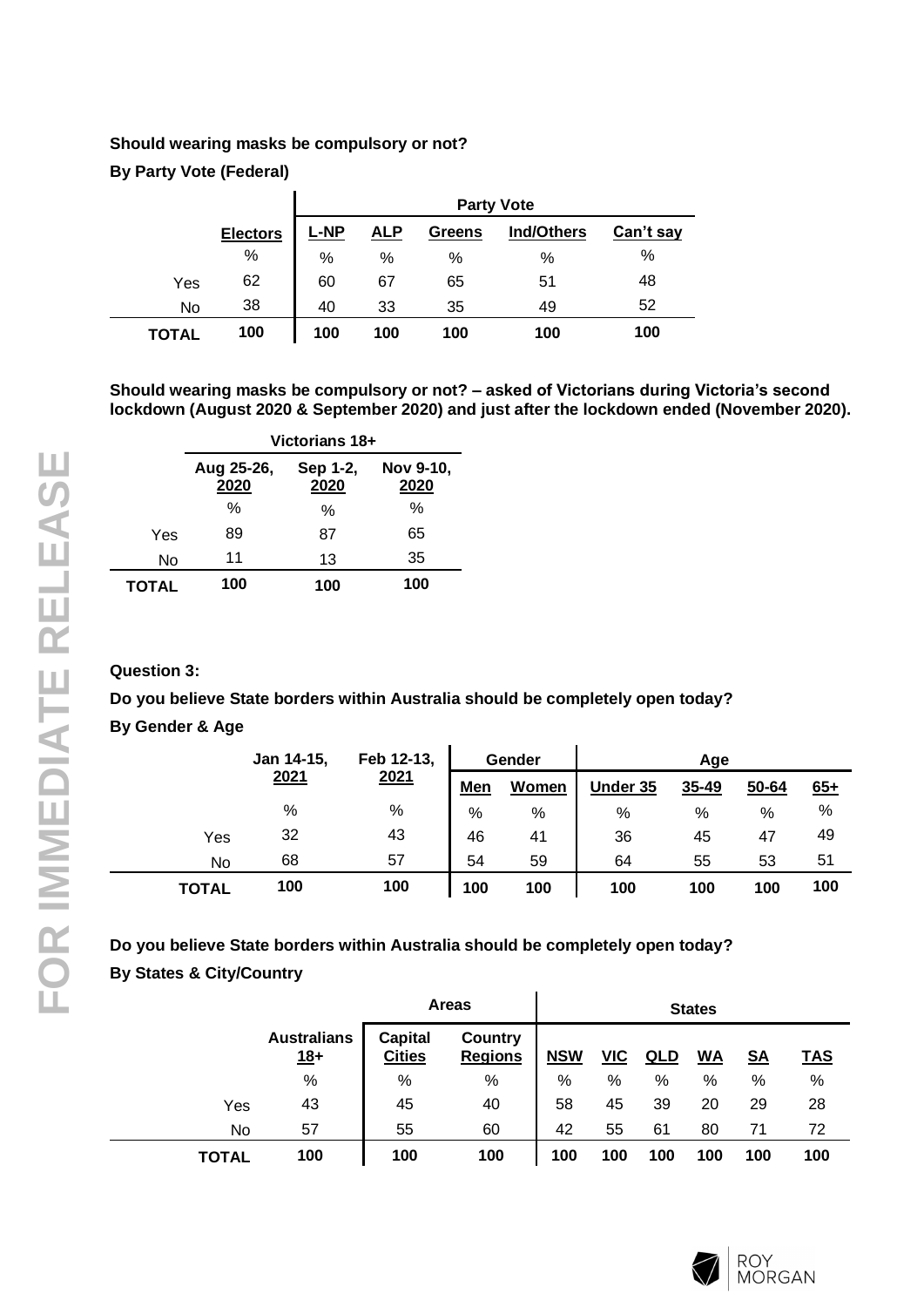**Should wearing masks be compulsory or not?**

**By Party Vote (Federal)**

| | | Party Vote | | | | |
|---|---|---|---|---|---|---|
| | **Electors** | **L-NP** | **ALP** | **Greens** | **Ind/Others** | **Can't say** |
| | % | % | % | % | % | % |
| Yes | 62 | 60 | 67 | 65 | 51 | 48 |
| No | 38 | 40 | 33 | 35 | 49 | 52 |
| **TOTAL** | **100** | **100** | **100** | **100** | **100** | **100** |

**Should wearing masks be compulsory or not? – asked of Victorians during Victoria's second lockdown (August 2020 & September 2020) and just after the lockdown ended (November 2020).**

| | Victorians 18+ | | |
|---|---|---|---|
| | **Aug 25-26, 2020** | **Sep 1-2, 2020** | **Nov 9-10, 2020** |
| | % | % | % |
| Yes | 89 | 87 | 65 |
| No | 11 | 13 | 35 |
| **TOTAL** | **100** | **100** | **100** |

**Question 3:**

**Do you believe State borders within Australia should be completely open today?**

**By Gender & Age**

| | **Jan 14-15, 2021** | **Feb 12-13, 2021** | Gender | | Age | | | |
|---|---|---|---|---|---|---|---|---|
| | | | **Men** | **Women** | **Under 35** | **35-49** | **50-64** | **65+** |
| | % | % | % | % | % | % | % | % |
| Yes | 32 | 43 | 46 | 41 | 36 | 45 | 47 | 49 |
| No | 68 | 57 | 54 | 59 | 64 | 55 | 53 | 51 |
| **TOTAL** | **100** | **100** | **100** | **100** | **100** | **100** | **100** | **100** |

**Do you believe State borders within Australia should be completely open today?**

**By States & City/Country**

| | | Areas | | States | | | | | |
|---|---|---|---|---|---|---|---|---|---|
| | **Australians 18+** | **Capital Cities** | **Country Regions** | **NSW** | **VIC** | **QLD** | **WA** | **SA** | **TAS** |
| | % | % | % | % | % | % | % | % | % |
| Yes | 43 | 45 | 40 | 58 | 45 | 39 | 20 | 29 | 28 |
| No | 57 | 55 | 60 | 42 | 55 | 61 | 80 | 71 | 72 |
| **TOTAL** | **100** | **100** | **100** | **100** | **100** | **100** | **100** | **100** | **100** |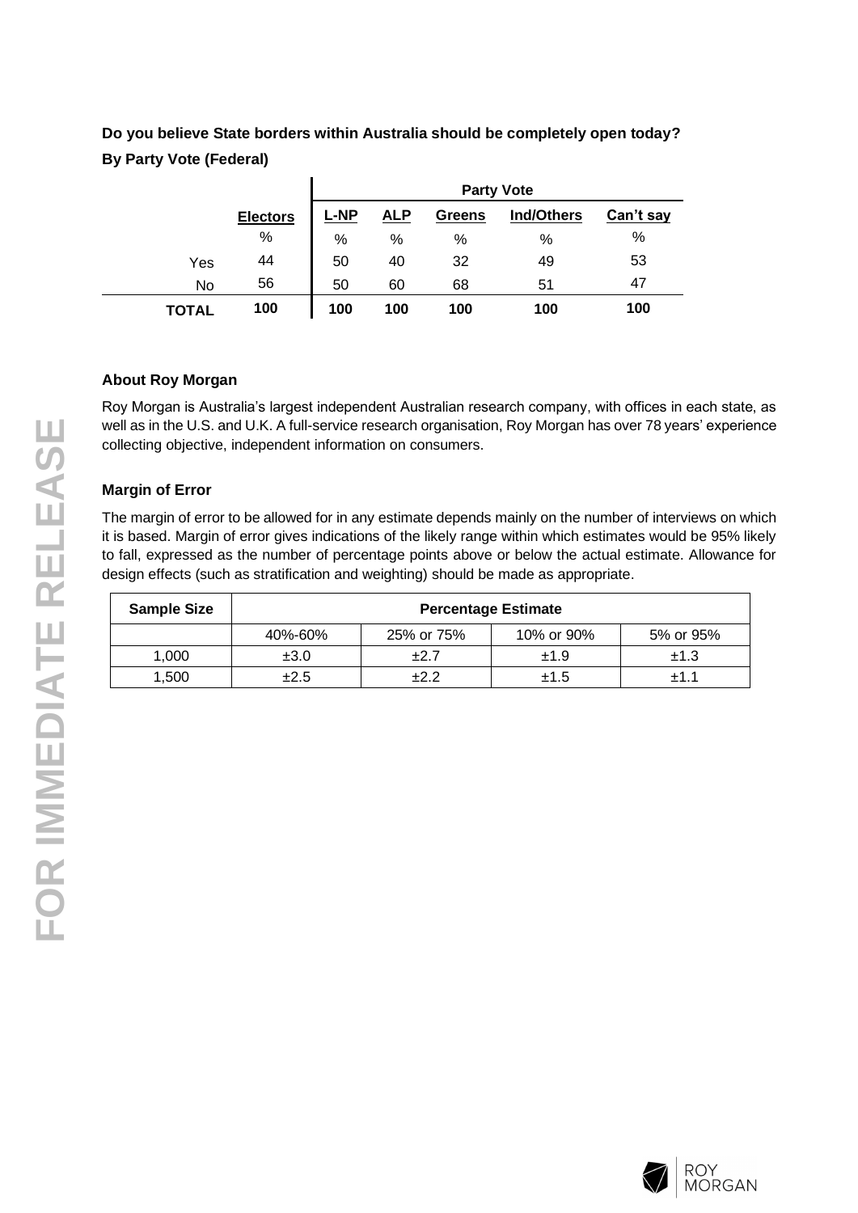**Do you believe State borders within Australia should be completely open today?**

**By Party Vote (Federal)**

| | | Party Vote | | | | |
|---|---|---|---|---|---|---|
| | **Electors** | **L-NP** | **ALP** | **Greens** | **Ind/Others** | **Can't say** |
| | % | % | % | % | % | % |
| Yes | 44 | 50 | 40 | 32 | 49 | 53 |
| No | 56 | 50 | 60 | 68 | 51 | 47 |
| **TOTAL** | **100** | **100** | **100** | **100** | **100** | **100** |

**About Roy Morgan**

Roy Morgan is Australia's largest independent Australian research company, with offices in each state, as well as in the U.S. and U.K. A full-service research organisation, Roy Morgan has over 78 years' experience collecting objective, independent information on consumers.

**Margin of Error**

The margin of error to be allowed for in any estimate depends mainly on the number of interviews on which it is based. Margin of error gives indications of the likely range within which estimates would be 95% likely to fall, expressed as the number of percentage points above or below the actual estimate. Allowance for design effects (such as stratification and weighting) should be made as appropriate.

| **Sample Size** | **Percentage Estimate** | | | |
|---|---|---|---|---|
| | 40%-60% | 25% or 75% | 10% or 90% | 5% or 95% |
| 1,000 | ±3.0 | ±2.7 | ±1.9 | ±1.3 |
| 1,500 | ±2.5 | ±2.2 | ±1.5 | ±1.1 |